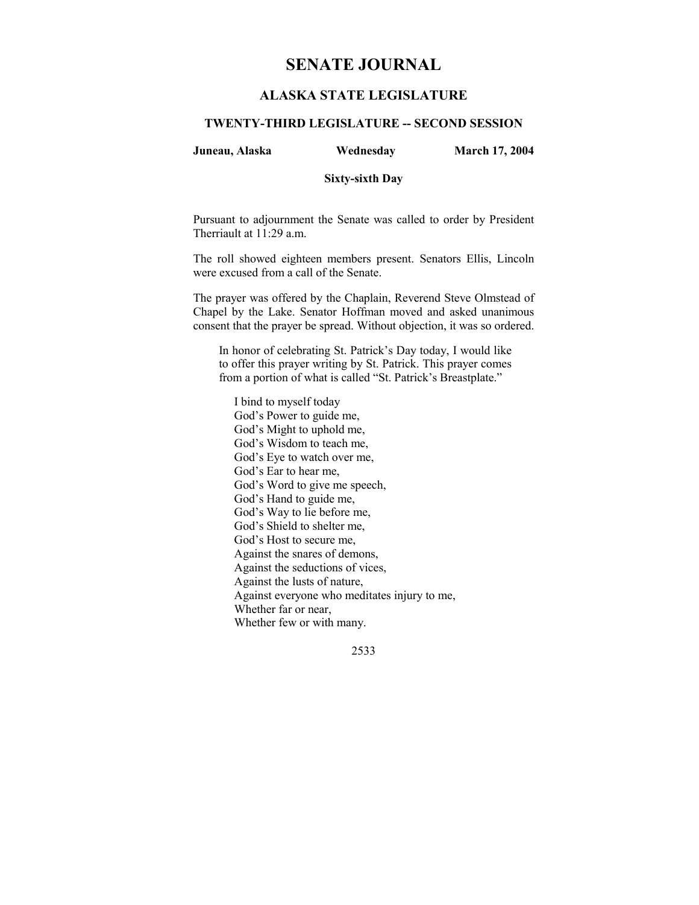# SENATE JOURNAL

## ALASKA STATE LEGISLATURE

### TWENTY-THIRD LEGISLATURE -- SECOND SESSION

**Juneau, Alaska** **Wednesday** **March 17, 2004**

**Sixty-sixth Day**

Pursuant to adjournment the Senate was called to order by President Therriault at 11:29 a.m.

The roll showed eighteen members present. Senators Ellis, Lincoln were excused from a call of the Senate.

The prayer was offered by the Chaplain, Reverend Steve Olmstead of Chapel by the Lake. Senator Hoffman moved and asked unanimous consent that the prayer be spread. Without objection, it was so ordered.

> In honor of celebrating St. Patrick's Day today, I would like to offer this prayer writing by St. Patrick. This prayer comes from a portion of what is called "St. Patrick's Breastplate."
>
> I bind to myself today
> God's Power to guide me,
> God's Might to uphold me,
> God's Wisdom to teach me,
> God's Eye to watch over me,
> God's Ear to hear me,
> God's Word to give me speech,
> God's Hand to guide me,
> God's Way to lie before me,
> God's Shield to shelter me,
> God's Host to secure me,
> Against the snares of demons,
> Against the seductions of vices,
> Against the lusts of nature,
> Against everyone who meditates injury to me,
> Whether far or near,
> Whether few or with many.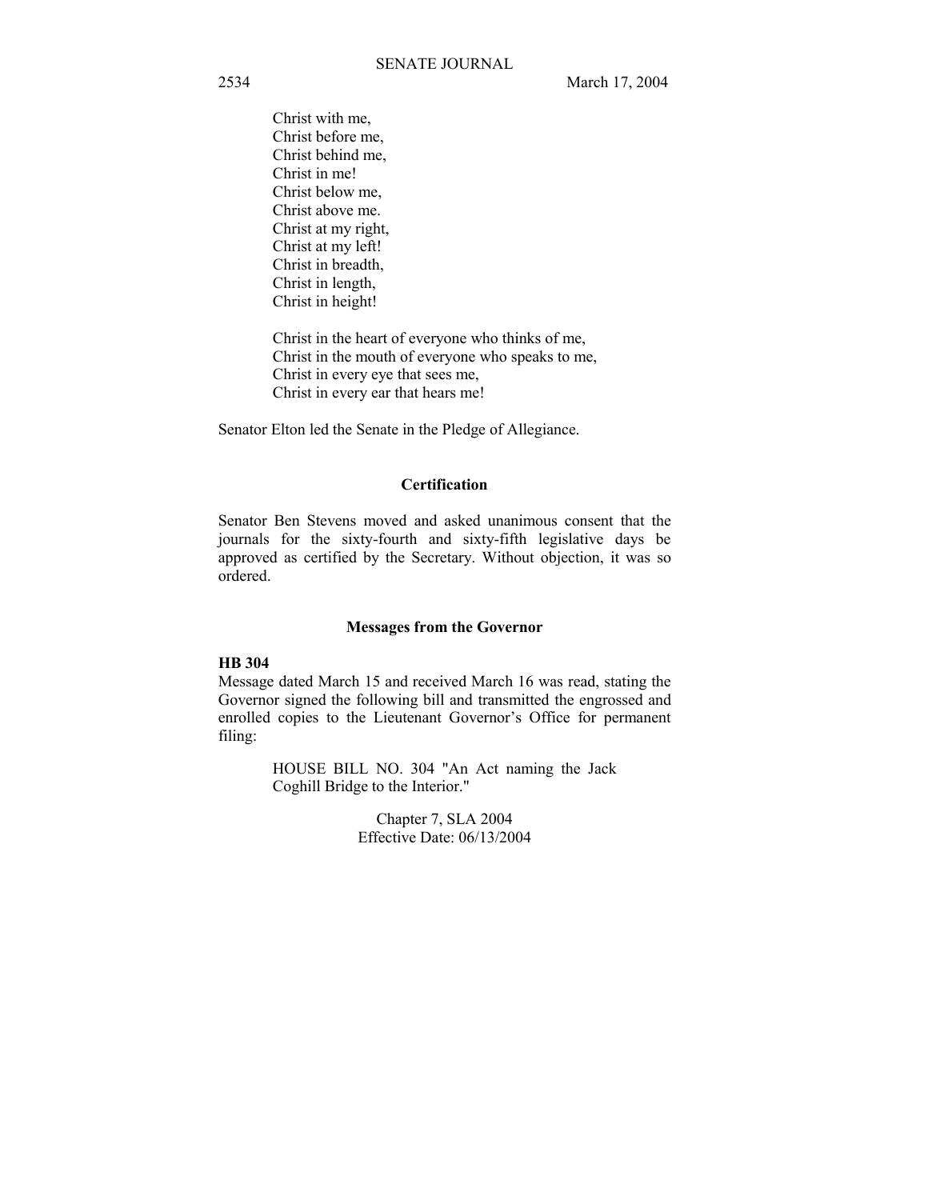Christ with me,  
Christ before me,  
Christ behind me,  
Christ in me!  
Christ below me,  
Christ above me.  
Christ at my right,  
Christ at my left!  
Christ in breadth,  
Christ in length,  
Christ in height!

Christ in the heart of everyone who thinks of me,  
Christ in the mouth of everyone who speaks to me,  
Christ in every eye that sees me,  
Christ in every ear that hears me!

Senator Elton led the Senate in the Pledge of Allegiance.

## Certification

Senator Ben Stevens moved and asked unanimous consent that the journals for the sixty-fourth and sixty-fifth legislative days be approved as certified by the Secretary. Without objection, it was so ordered.

## Messages from the Governor

**HB 304**

Message dated March 15 and received March 16 was read, stating the Governor signed the following bill and transmitted the engrossed and enrolled copies to the Lieutenant Governor's Office for permanent filing:

> HOUSE BILL NO. 304 "An Act naming the Jack Coghill Bridge to the Interior."
>
> Chapter 7, SLA 2004  
> Effective Date: 06/13/2004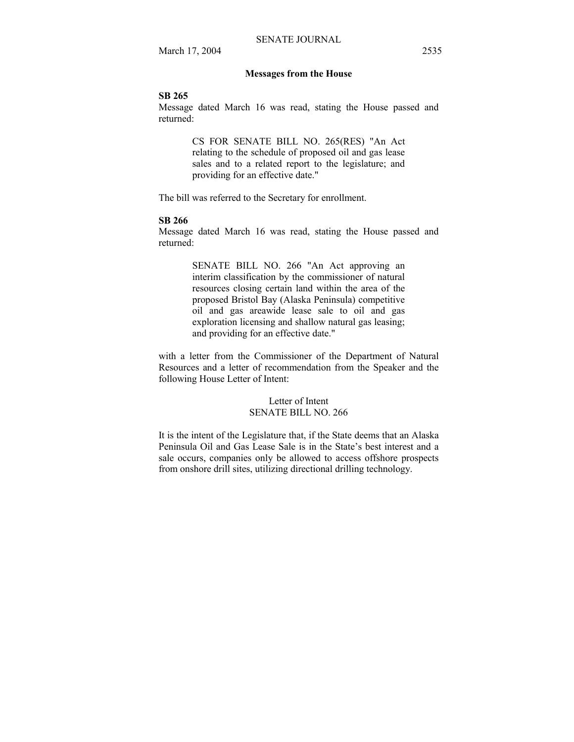## Messages from the House

**SB 265**

Message dated March 16 was read, stating the House passed and returned:

> CS FOR SENATE BILL NO. 265(RES) "An Act relating to the schedule of proposed oil and gas lease sales and to a related report to the legislature; and providing for an effective date."

The bill was referred to the Secretary for enrollment.

**SB 266**

Message dated March 16 was read, stating the House passed and returned:

> SENATE BILL NO. 266 "An Act approving an interim classification by the commissioner of natural resources closing certain land within the area of the proposed Bristol Bay (Alaska Peninsula) competitive oil and gas areawide lease sale to oil and gas exploration licensing and shallow natural gas leasing; and providing for an effective date."

with a letter from the Commissioner of the Department of Natural Resources and a letter of recommendation from the Speaker and the following House Letter of Intent:

Letter of Intent
SENATE BILL NO. 266

It is the intent of the Legislature that, if the State deems that an Alaska Peninsula Oil and Gas Lease Sale is in the State's best interest and a sale occurs, companies only be allowed to access offshore prospects from onshore drill sites, utilizing directional drilling technology.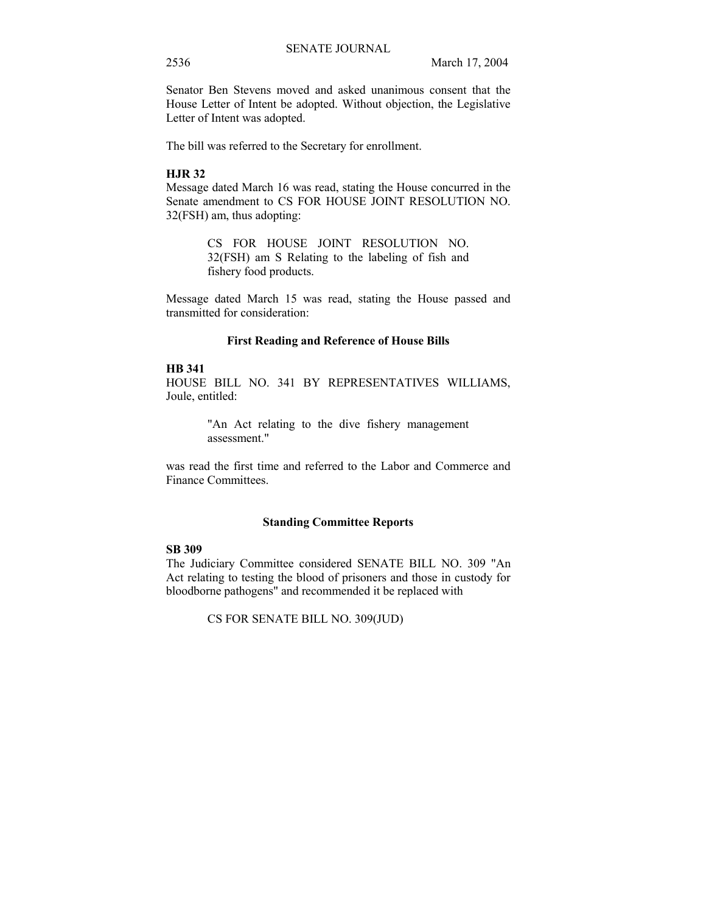Senator Ben Stevens moved and asked unanimous consent that the House Letter of Intent be adopted. Without objection, the Legislative Letter of Intent was adopted.

The bill was referred to the Secretary for enrollment.

**HJR 32**

Message dated March 16 was read, stating the House concurred in the Senate amendment to CS FOR HOUSE JOINT RESOLUTION NO. 32(FSH) am, thus adopting:

> CS FOR HOUSE JOINT RESOLUTION NO. 32(FSH) am S Relating to the labeling of fish and fishery food products.

Message dated March 15 was read, stating the House passed and transmitted for consideration:

### First Reading and Reference of House Bills

**HB 341**

HOUSE BILL NO. 341 BY REPRESENTATIVES WILLIAMS, Joule, entitled:

> "An Act relating to the dive fishery management assessment."

was read the first time and referred to the Labor and Commerce and Finance Committees.

### Standing Committee Reports

**SB 309**

The Judiciary Committee considered SENATE BILL NO. 309 "An Act relating to testing the blood of prisoners and those in custody for bloodborne pathogens" and recommended it be replaced with

> CS FOR SENATE BILL NO. 309(JUD)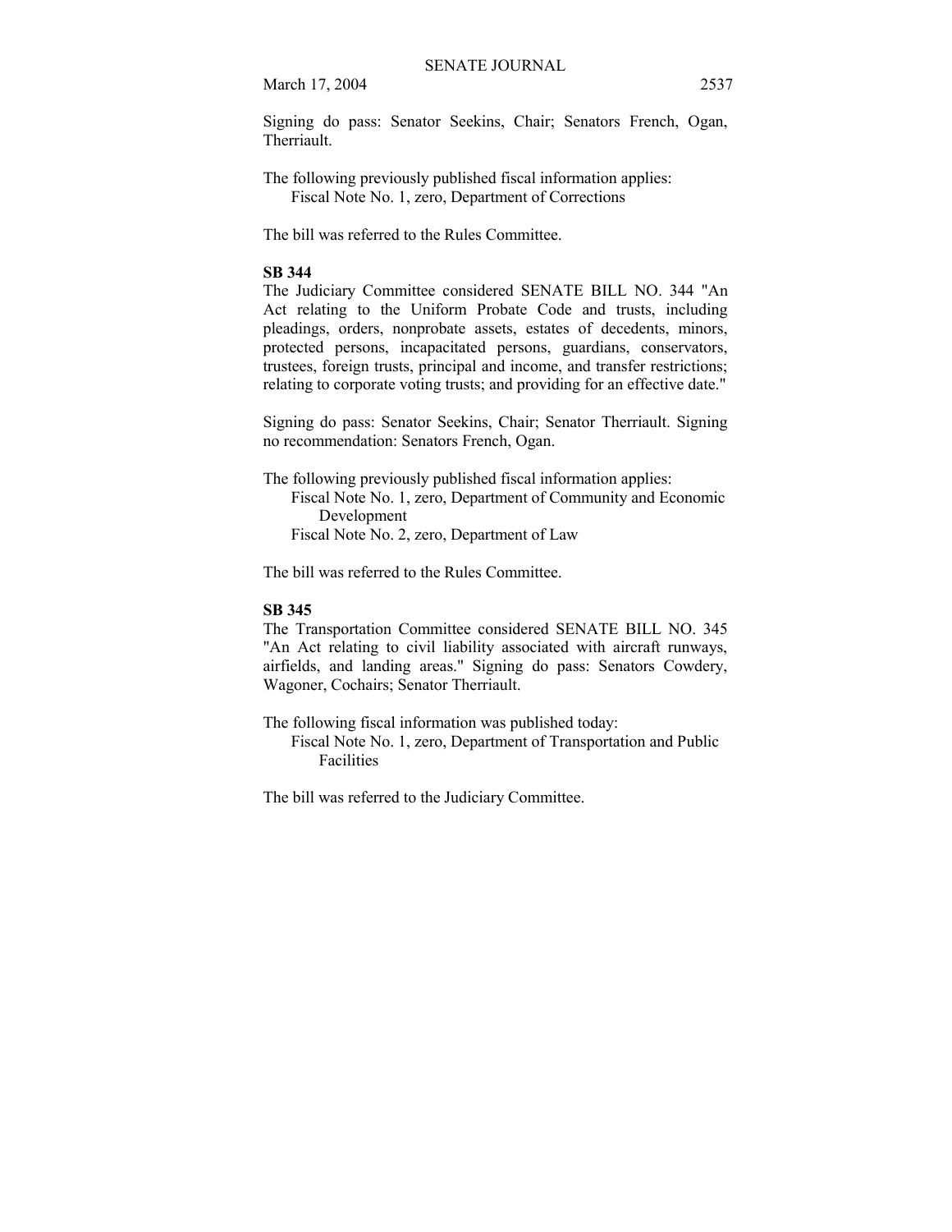Signing do pass: Senator Seekins, Chair; Senators French, Ogan, Therriault.

The following previously published fiscal information applies:
Fiscal Note No. 1, zero, Department of Corrections

The bill was referred to the Rules Committee.

**SB 344**

The Judiciary Committee considered SENATE BILL NO. 344 "An Act relating to the Uniform Probate Code and trusts, including pleadings, orders, nonprobate assets, estates of decedents, minors, protected persons, incapacitated persons, guardians, conservators, trustees, foreign trusts, principal and income, and transfer restrictions; relating to corporate voting trusts; and providing for an effective date."

Signing do pass: Senator Seekins, Chair; Senator Therriault. Signing no recommendation: Senators French, Ogan.

The following previously published fiscal information applies:
Fiscal Note No. 1, zero, Department of Community and Economic Development
Fiscal Note No. 2, zero, Department of Law

The bill was referred to the Rules Committee.

**SB 345**

The Transportation Committee considered SENATE BILL NO. 345 "An Act relating to civil liability associated with aircraft runways, airfields, and landing areas." Signing do pass: Senators Cowdery, Wagoner, Cochairs; Senator Therriault.

The following fiscal information was published today:
Fiscal Note No. 1, zero, Department of Transportation and Public Facilities

The bill was referred to the Judiciary Committee.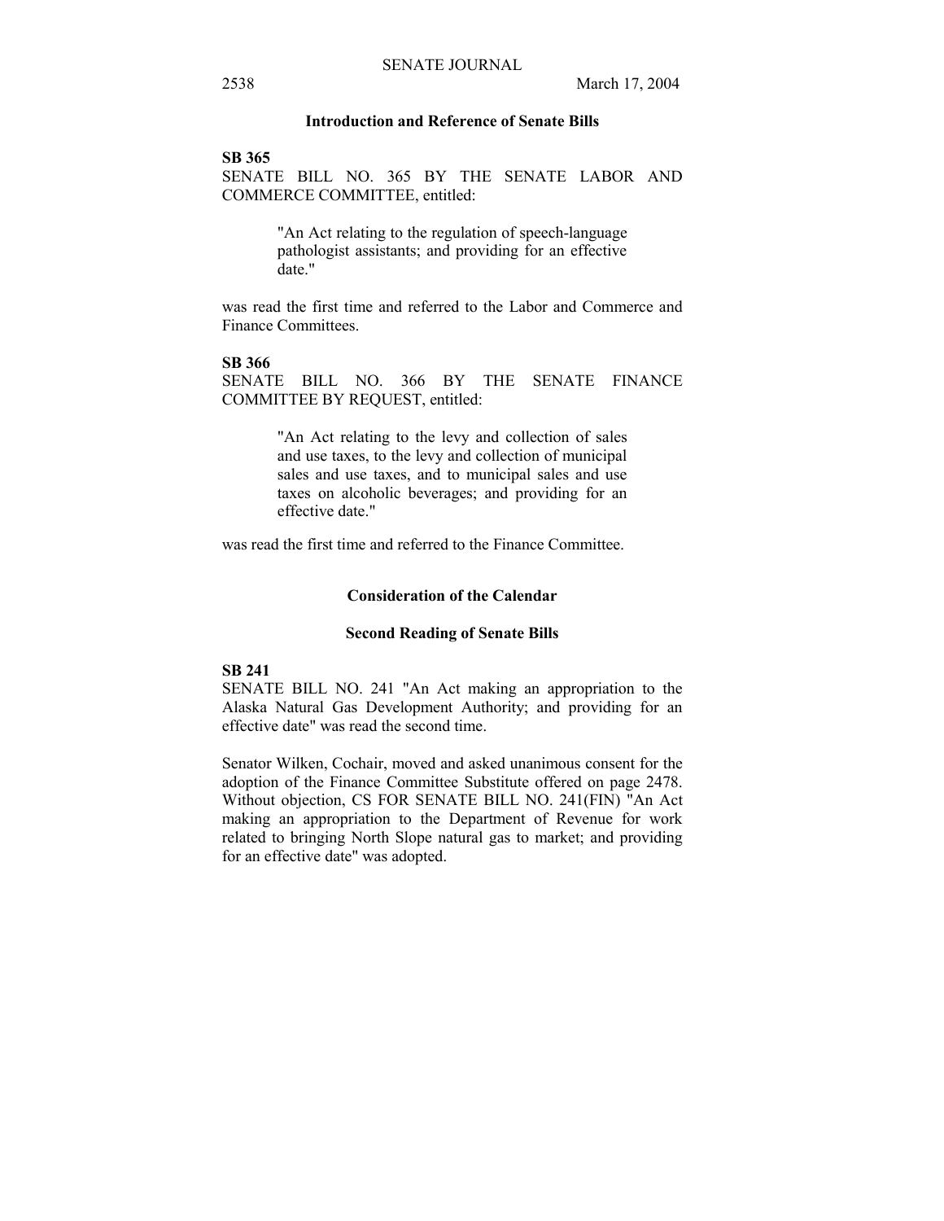## Introduction and Reference of Senate Bills

**SB 365**

SENATE BILL NO. 365 BY THE SENATE LABOR AND COMMERCE COMMITTEE, entitled:

> "An Act relating to the regulation of speech-language pathologist assistants; and providing for an effective date."

was read the first time and referred to the Labor and Commerce and Finance Committees.

**SB 366**

SENATE BILL NO. 366 BY THE SENATE FINANCE COMMITTEE BY REQUEST, entitled:

> "An Act relating to the levy and collection of sales and use taxes, to the levy and collection of municipal sales and use taxes, and to municipal sales and use taxes on alcoholic beverages; and providing for an effective date."

was read the first time and referred to the Finance Committee.

## Consideration of the Calendar

### Second Reading of Senate Bills

**SB 241**

SENATE BILL NO. 241 "An Act making an appropriation to the Alaska Natural Gas Development Authority; and providing for an effective date" was read the second time.

Senator Wilken, Cochair, moved and asked unanimous consent for the adoption of the Finance Committee Substitute offered on page 2478. Without objection, CS FOR SENATE BILL NO. 241(FIN) "An Act making an appropriation to the Department of Revenue for work related to bringing North Slope natural gas to market; and providing for an effective date" was adopted.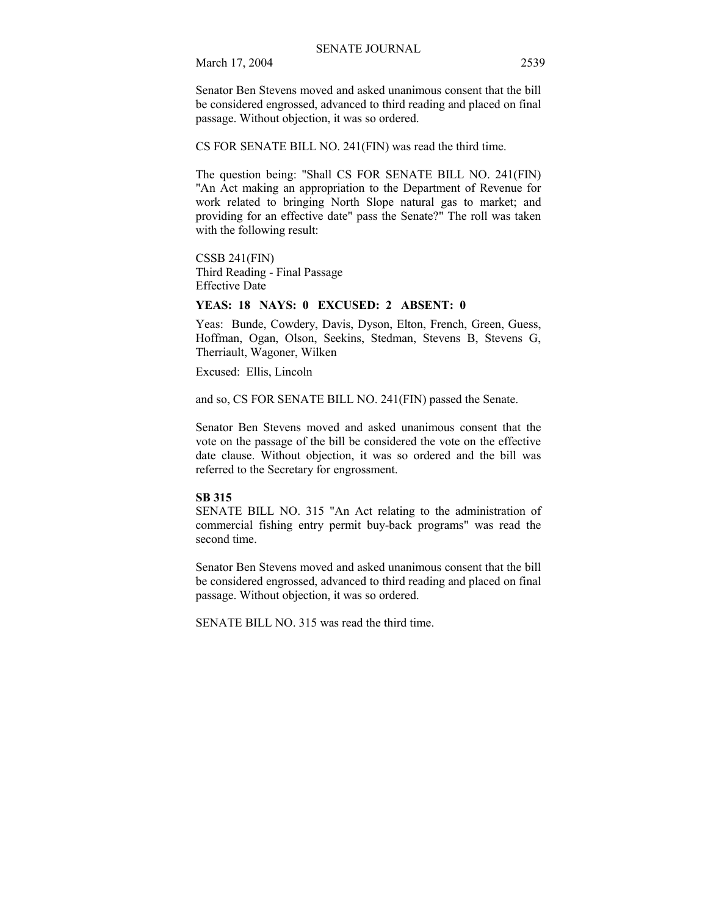Senator Ben Stevens moved and asked unanimous consent that the bill be considered engrossed, advanced to third reading and placed on final passage. Without objection, it was so ordered.

CS FOR SENATE BILL NO. 241(FIN) was read the third time.

The question being: "Shall CS FOR SENATE BILL NO. 241(FIN) "An Act making an appropriation to the Department of Revenue for work related to bringing North Slope natural gas to market; and providing for an effective date" pass the Senate?" The roll was taken with the following result:

CSSB 241(FIN)
Third Reading - Final Passage
Effective Date

**YEAS: 18 NAYS: 0 EXCUSED: 2 ABSENT: 0**

Yeas: Bunde, Cowdery, Davis, Dyson, Elton, French, Green, Guess, Hoffman, Ogan, Olson, Seekins, Stedman, Stevens B, Stevens G, Therriault, Wagoner, Wilken

Excused: Ellis, Lincoln

and so, CS FOR SENATE BILL NO. 241(FIN) passed the Senate.

Senator Ben Stevens moved and asked unanimous consent that the vote on the passage of the bill be considered the vote on the effective date clause. Without objection, it was so ordered and the bill was referred to the Secretary for engrossment.

**SB 315**
SENATE BILL NO. 315 "An Act relating to the administration of commercial fishing entry permit buy-back programs" was read the second time.

Senator Ben Stevens moved and asked unanimous consent that the bill be considered engrossed, advanced to third reading and placed on final passage. Without objection, it was so ordered.

SENATE BILL NO. 315 was read the third time.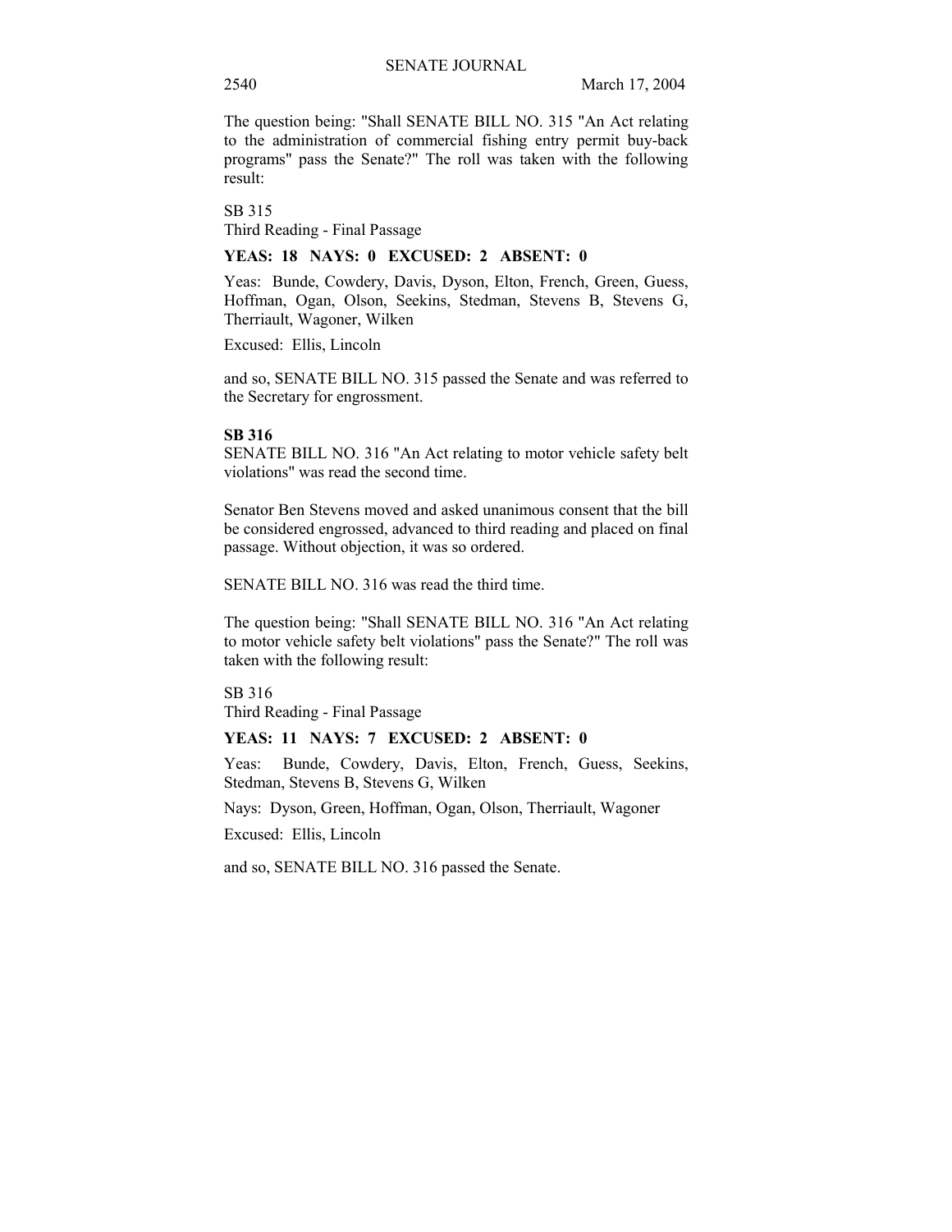The question being: "Shall SENATE BILL NO. 315 "An Act relating to the administration of commercial fishing entry permit buy-back programs" pass the Senate?" The roll was taken with the following result:

SB 315
Third Reading - Final Passage

**YEAS: 18 NAYS: 0 EXCUSED: 2 ABSENT: 0**

Yeas: Bunde, Cowdery, Davis, Dyson, Elton, French, Green, Guess, Hoffman, Ogan, Olson, Seekins, Stedman, Stevens B, Stevens G, Therriault, Wagoner, Wilken

Excused: Ellis, Lincoln

and so, SENATE BILL NO. 315 passed the Senate and was referred to the Secretary for engrossment.

**SB 316**

SENATE BILL NO. 316 "An Act relating to motor vehicle safety belt violations" was read the second time.

Senator Ben Stevens moved and asked unanimous consent that the bill be considered engrossed, advanced to third reading and placed on final passage. Without objection, it was so ordered.

SENATE BILL NO. 316 was read the third time.

The question being: "Shall SENATE BILL NO. 316 "An Act relating to motor vehicle safety belt violations" pass the Senate?" The roll was taken with the following result:

SB 316
Third Reading - Final Passage

**YEAS: 11 NAYS: 7 EXCUSED: 2 ABSENT: 0**

Yeas: Bunde, Cowdery, Davis, Elton, French, Guess, Seekins, Stedman, Stevens B, Stevens G, Wilken

Nays: Dyson, Green, Hoffman, Ogan, Olson, Therriault, Wagoner

Excused: Ellis, Lincoln

and so, SENATE BILL NO. 316 passed the Senate.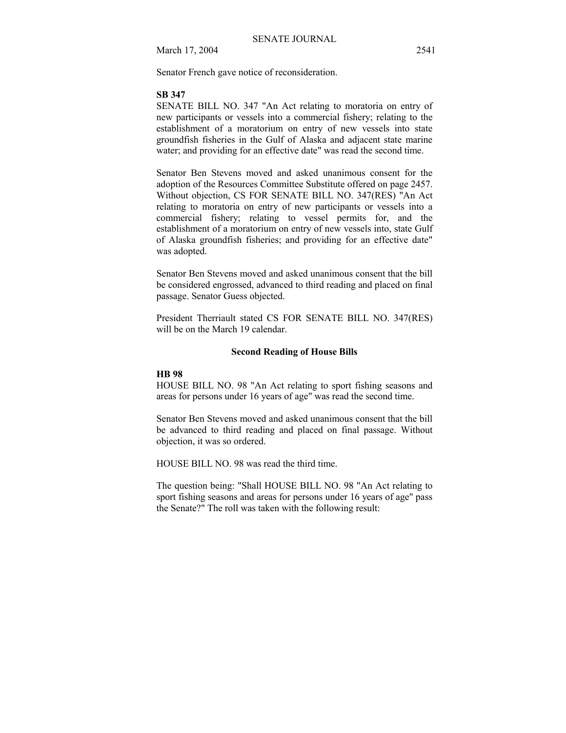Senator French gave notice of reconsideration.

**SB 347**

SENATE BILL NO. 347 "An Act relating to moratoria on entry of new participants or vessels into a commercial fishery; relating to the establishment of a moratorium on entry of new vessels into state groundfish fisheries in the Gulf of Alaska and adjacent state marine water; and providing for an effective date" was read the second time.

Senator Ben Stevens moved and asked unanimous consent for the adoption of the Resources Committee Substitute offered on page 2457. Without objection, CS FOR SENATE BILL NO. 347(RES) "An Act relating to moratoria on entry of new participants or vessels into a commercial fishery; relating to vessel permits for, and the establishment of a moratorium on entry of new vessels into, state Gulf of Alaska groundfish fisheries; and providing for an effective date" was adopted.

Senator Ben Stevens moved and asked unanimous consent that the bill be considered engrossed, advanced to third reading and placed on final passage. Senator Guess objected.

President Therriault stated CS FOR SENATE BILL NO. 347(RES) will be on the March 19 calendar.

### Second Reading of House Bills

**HB 98**

HOUSE BILL NO. 98 "An Act relating to sport fishing seasons and areas for persons under 16 years of age" was read the second time.

Senator Ben Stevens moved and asked unanimous consent that the bill be advanced to third reading and placed on final passage. Without objection, it was so ordered.

HOUSE BILL NO. 98 was read the third time.

The question being: "Shall HOUSE BILL NO. 98 "An Act relating to sport fishing seasons and areas for persons under 16 years of age" pass the Senate?" The roll was taken with the following result: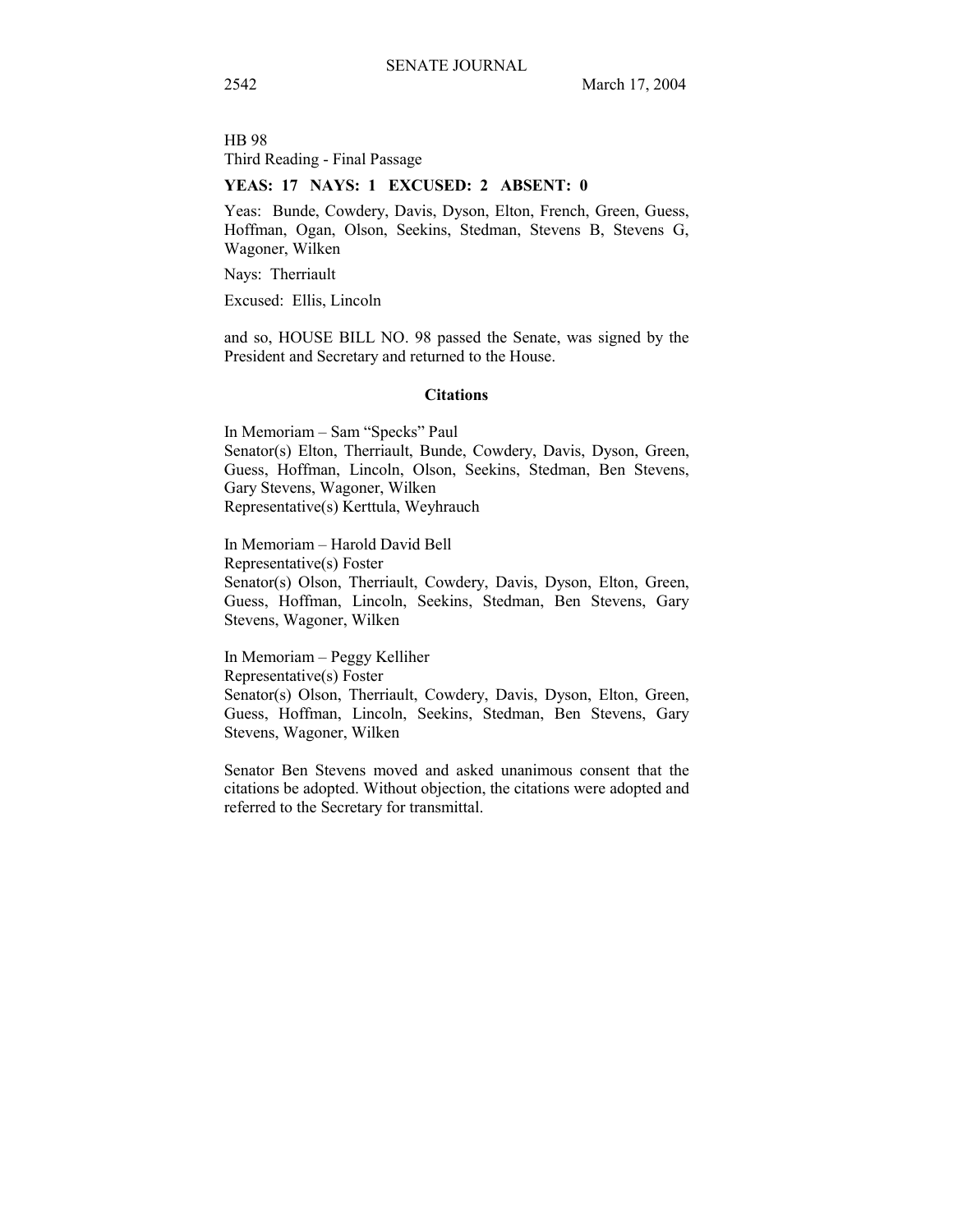HB 98
Third Reading - Final Passage

**YEAS: 17 NAYS: 1 EXCUSED: 2 ABSENT: 0**

Yeas: Bunde, Cowdery, Davis, Dyson, Elton, French, Green, Guess, Hoffman, Ogan, Olson, Seekins, Stedman, Stevens B, Stevens G, Wagoner, Wilken

Nays: Therriault

Excused: Ellis, Lincoln

and so, HOUSE BILL NO. 98 passed the Senate, was signed by the President and Secretary and returned to the House.

**Citations**

In Memoriam – Sam "Specks" Paul
Senator(s) Elton, Therriault, Bunde, Cowdery, Davis, Dyson, Green, Guess, Hoffman, Lincoln, Olson, Seekins, Stedman, Ben Stevens, Gary Stevens, Wagoner, Wilken
Representative(s) Kerttula, Weyhrauch

In Memoriam – Harold David Bell
Representative(s) Foster
Senator(s) Olson, Therriault, Cowdery, Davis, Dyson, Elton, Green, Guess, Hoffman, Lincoln, Seekins, Stedman, Ben Stevens, Gary Stevens, Wagoner, Wilken

In Memoriam – Peggy Kelliher
Representative(s) Foster
Senator(s) Olson, Therriault, Cowdery, Davis, Dyson, Elton, Green, Guess, Hoffman, Lincoln, Seekins, Stedman, Ben Stevens, Gary Stevens, Wagoner, Wilken

Senator Ben Stevens moved and asked unanimous consent that the citations be adopted. Without objection, the citations were adopted and referred to the Secretary for transmittal.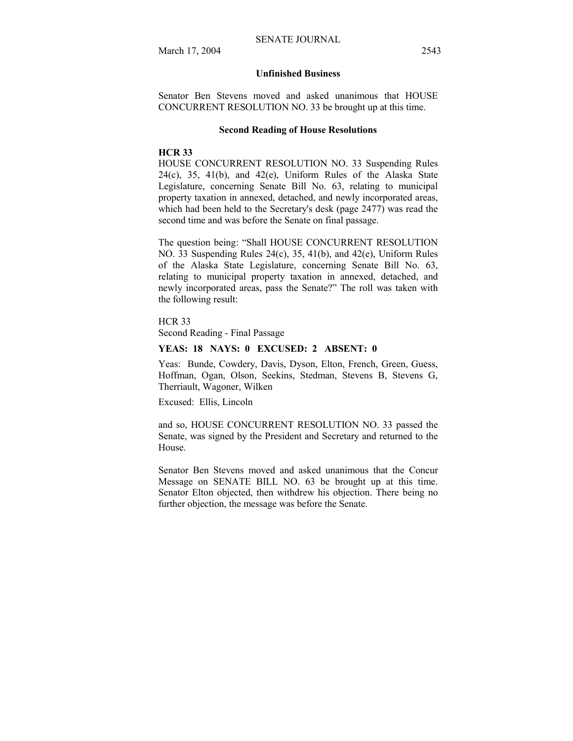**Unfinished Business**

Senator Ben Stevens moved and asked unanimous that HOUSE CONCURRENT RESOLUTION NO. 33 be brought up at this time.

**Second Reading of House Resolutions**

**HCR 33**

HOUSE CONCURRENT RESOLUTION NO. 33 Suspending Rules 24(c), 35, 41(b), and 42(e), Uniform Rules of the Alaska State Legislature, concerning Senate Bill No. 63, relating to municipal property taxation in annexed, detached, and newly incorporated areas, which had been held to the Secretary's desk (page 2477) was read the second time and was before the Senate on final passage.

The question being: "Shall HOUSE CONCURRENT RESOLUTION NO. 33 Suspending Rules 24(c), 35, 41(b), and 42(e), Uniform Rules of the Alaska State Legislature, concerning Senate Bill No. 63, relating to municipal property taxation in annexed, detached, and newly incorporated areas, pass the Senate?" The roll was taken with the following result:

HCR 33
Second Reading - Final Passage

**YEAS: 18 NAYS: 0 EXCUSED: 2 ABSENT: 0**

Yeas: Bunde, Cowdery, Davis, Dyson, Elton, French, Green, Guess, Hoffman, Ogan, Olson, Seekins, Stedman, Stevens B, Stevens G, Therriault, Wagoner, Wilken

Excused: Ellis, Lincoln

and so, HOUSE CONCURRENT RESOLUTION NO. 33 passed the Senate, was signed by the President and Secretary and returned to the House.

Senator Ben Stevens moved and asked unanimous that the Concur Message on SENATE BILL NO. 63 be brought up at this time. Senator Elton objected, then withdrew his objection. There being no further objection, the message was before the Senate.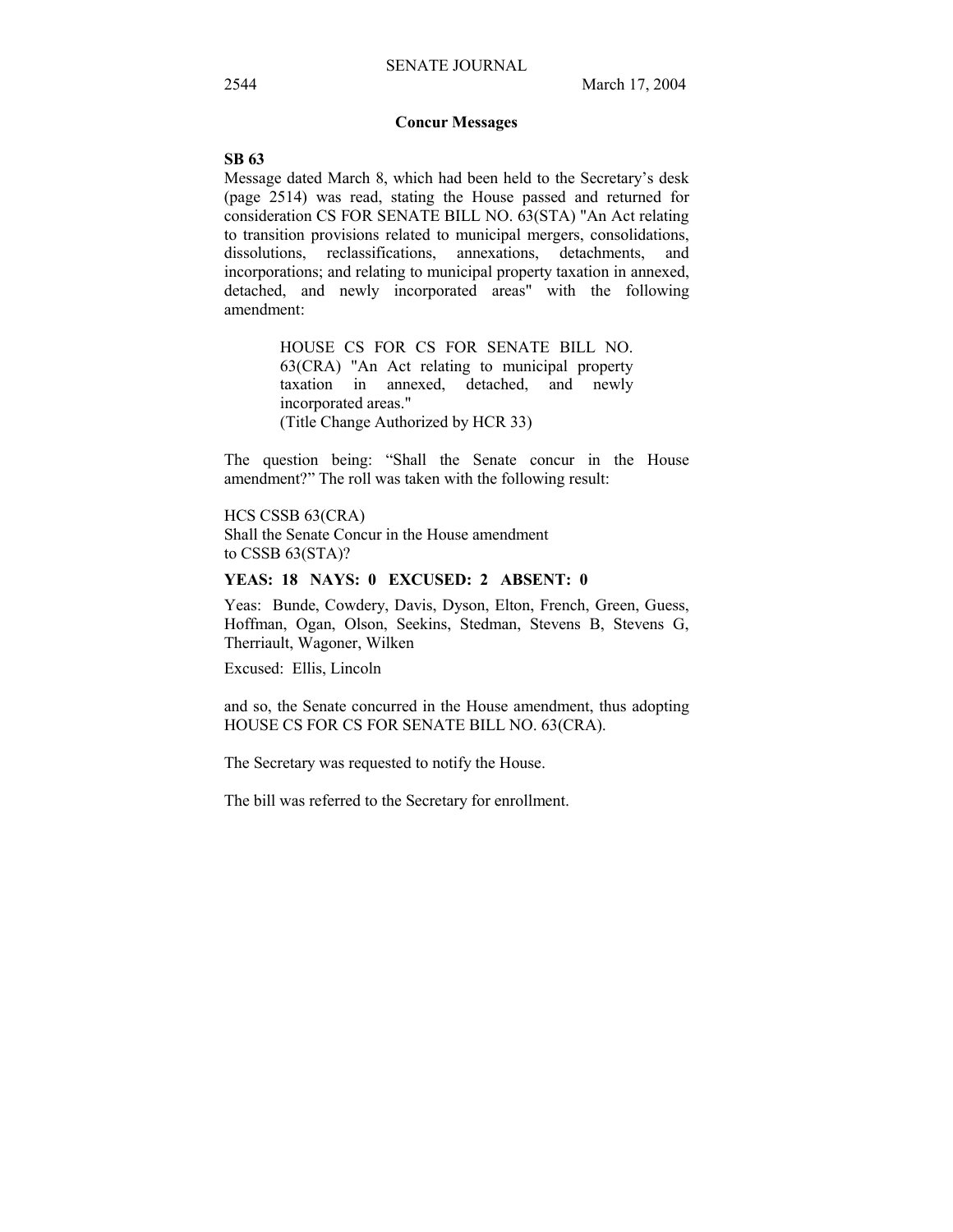## Concur Messages

**SB 63**

Message dated March 8, which had been held to the Secretary's desk (page 2514) was read, stating the House passed and returned for consideration CS FOR SENATE BILL NO. 63(STA) "An Act relating to transition provisions related to municipal mergers, consolidations, dissolutions, reclassifications, annexations, detachments, and incorporations; and relating to municipal property taxation in annexed, detached, and newly incorporated areas" with the following amendment:

> HOUSE CS FOR CS FOR SENATE BILL NO. 63(CRA) "An Act relating to municipal property taxation in annexed, detached, and newly incorporated areas."
> (Title Change Authorized by HCR 33)

The question being: "Shall the Senate concur in the House amendment?" The roll was taken with the following result:

HCS CSSB 63(CRA)
Shall the Senate Concur in the House amendment
to CSSB 63(STA)?

**YEAS: 18 NAYS: 0 EXCUSED: 2 ABSENT: 0**

Yeas: Bunde, Cowdery, Davis, Dyson, Elton, French, Green, Guess, Hoffman, Ogan, Olson, Seekins, Stedman, Stevens B, Stevens G, Therriault, Wagoner, Wilken

Excused: Ellis, Lincoln

and so, the Senate concurred in the House amendment, thus adopting HOUSE CS FOR CS FOR SENATE BILL NO. 63(CRA).

The Secretary was requested to notify the House.

The bill was referred to the Secretary for enrollment.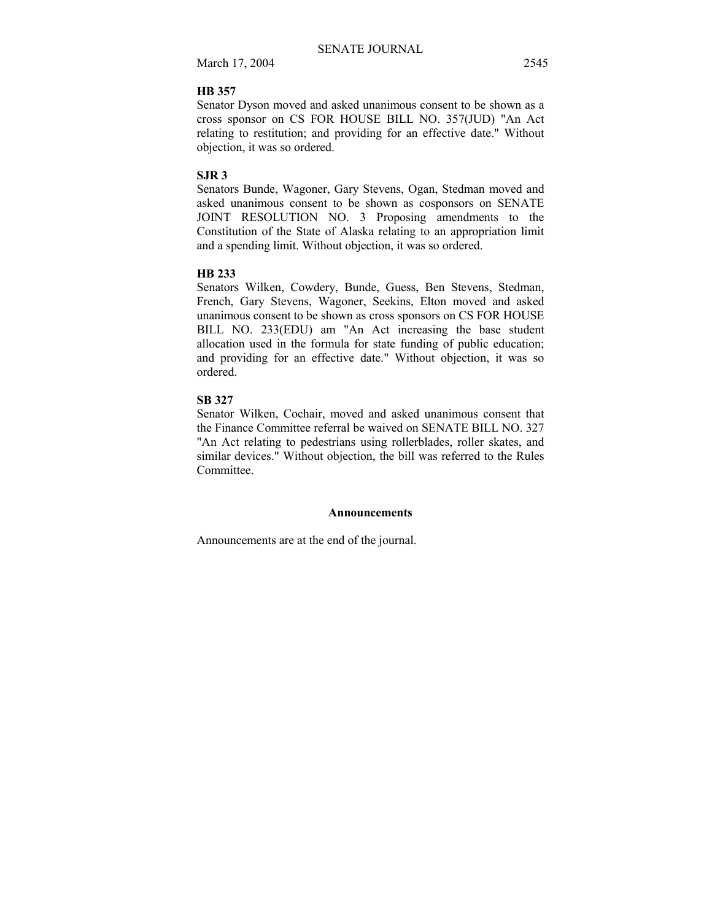**HB 357**

Senator Dyson moved and asked unanimous consent to be shown as a cross sponsor on CS FOR HOUSE BILL NO. 357(JUD) "An Act relating to restitution; and providing for an effective date." Without objection, it was so ordered.

**SJR 3**

Senators Bunde, Wagoner, Gary Stevens, Ogan, Stedman moved and asked unanimous consent to be shown as cosponsors on SENATE JOINT RESOLUTION NO. 3 Proposing amendments to the Constitution of the State of Alaska relating to an appropriation limit and a spending limit. Without objection, it was so ordered.

**HB 233**

Senators Wilken, Cowdery, Bunde, Guess, Ben Stevens, Stedman, French, Gary Stevens, Wagoner, Seekins, Elton moved and asked unanimous consent to be shown as cross sponsors on CS FOR HOUSE BILL NO. 233(EDU) am "An Act increasing the base student allocation used in the formula for state funding of public education; and providing for an effective date." Without objection, it was so ordered.

**SB 327**

Senator Wilken, Cochair, moved and asked unanimous consent that the Finance Committee referral be waived on SENATE BILL NO. 327 "An Act relating to pedestrians using rollerblades, roller skates, and similar devices." Without objection, the bill was referred to the Rules Committee.

## Announcements

Announcements are at the end of the journal.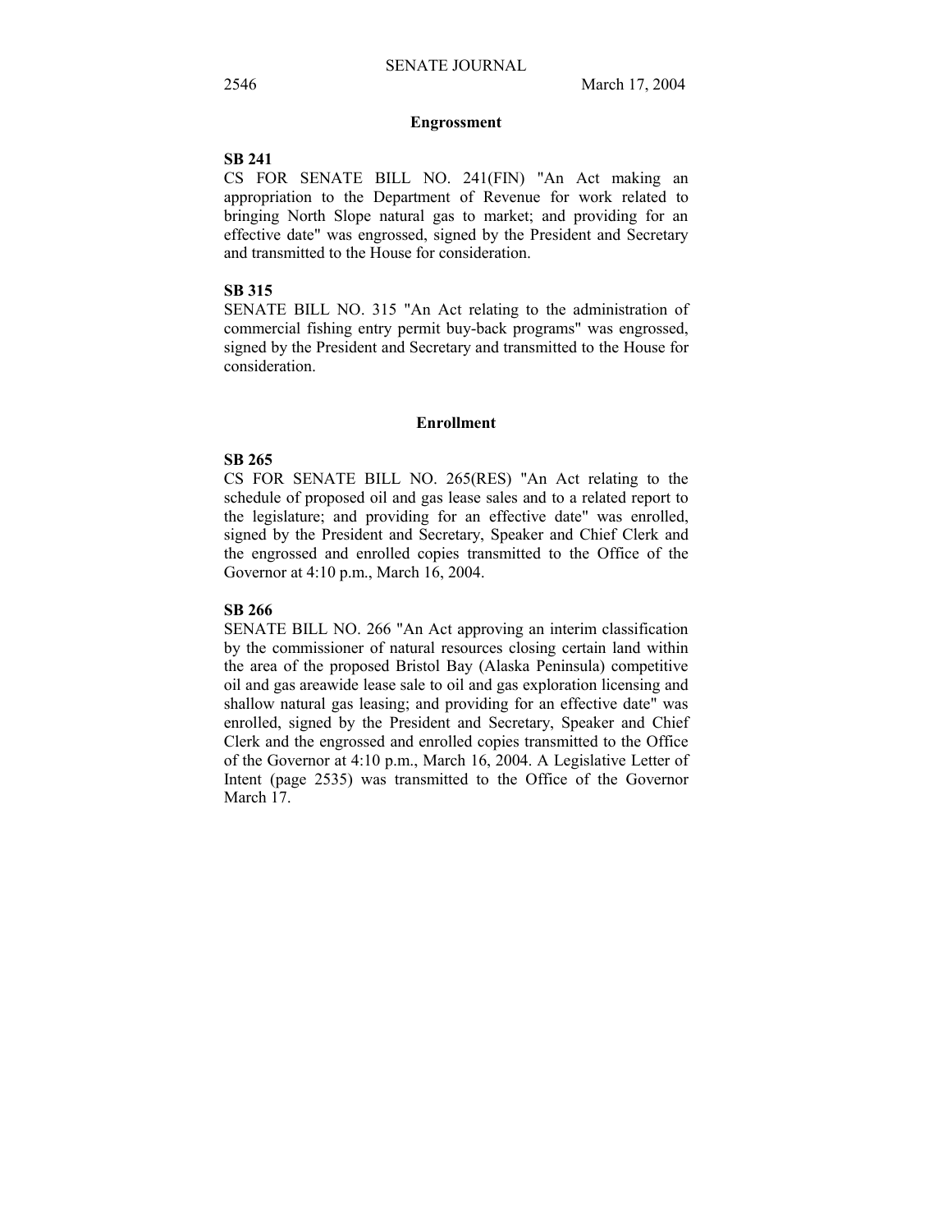## Engrossment

**SB 241**

CS FOR SENATE BILL NO. 241(FIN) "An Act making an appropriation to the Department of Revenue for work related to bringing North Slope natural gas to market; and providing for an effective date" was engrossed, signed by the President and Secretary and transmitted to the House for consideration.

**SB 315**

SENATE BILL NO. 315 "An Act relating to the administration of commercial fishing entry permit buy-back programs" was engrossed, signed by the President and Secretary and transmitted to the House for consideration.

## Enrollment

**SB 265**

CS FOR SENATE BILL NO. 265(RES) "An Act relating to the schedule of proposed oil and gas lease sales and to a related report to the legislature; and providing for an effective date" was enrolled, signed by the President and Secretary, Speaker and Chief Clerk and the engrossed and enrolled copies transmitted to the Office of the Governor at 4:10 p.m., March 16, 2004.

**SB 266**

SENATE BILL NO. 266 "An Act approving an interim classification by the commissioner of natural resources closing certain land within the area of the proposed Bristol Bay (Alaska Peninsula) competitive oil and gas areawide lease sale to oil and gas exploration licensing and shallow natural gas leasing; and providing for an effective date" was enrolled, signed by the President and Secretary, Speaker and Chief Clerk and the engrossed and enrolled copies transmitted to the Office of the Governor at 4:10 p.m., March 16, 2004. A Legislative Letter of Intent (page 2535) was transmitted to the Office of the Governor March 17.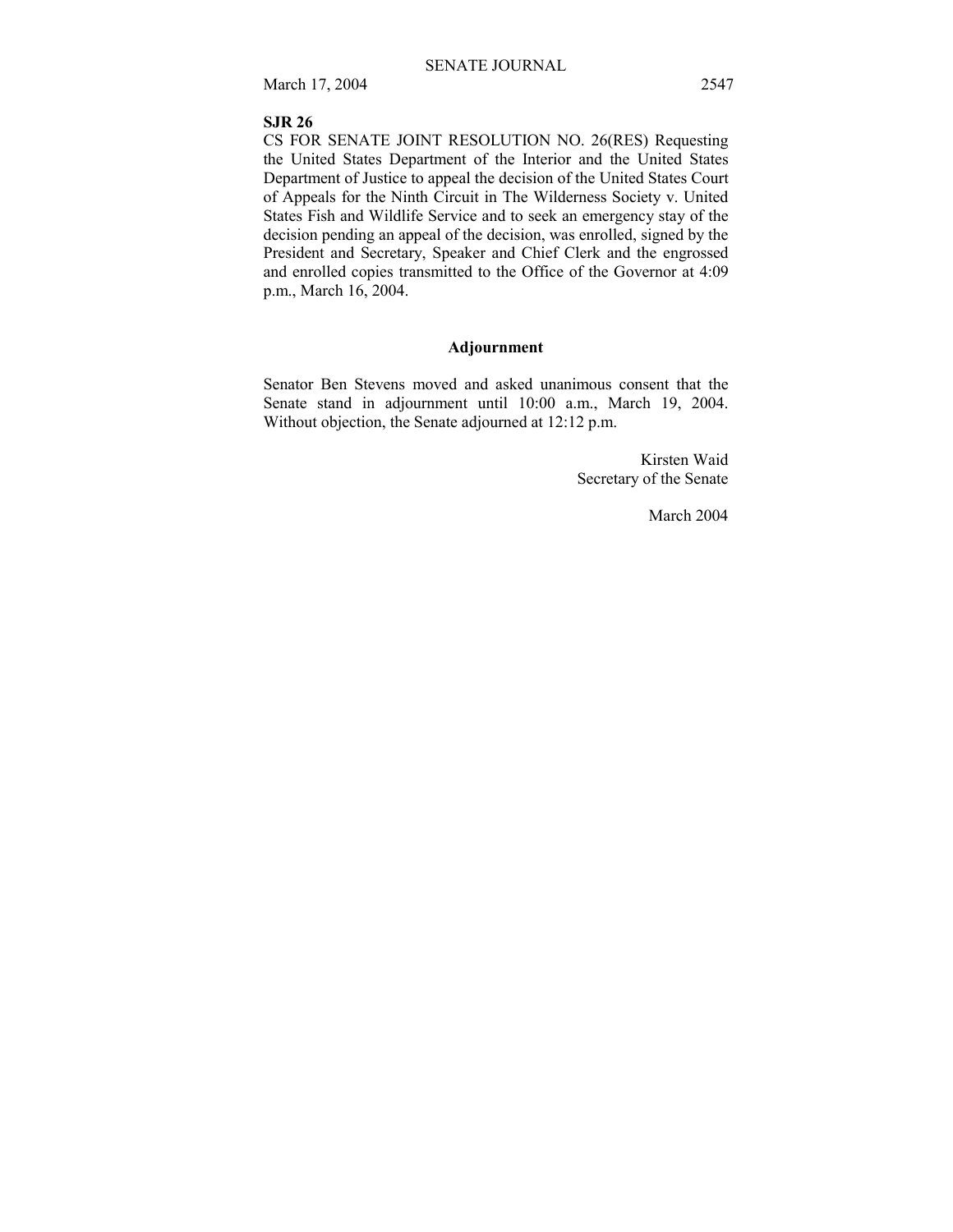**SJR 26**

CS FOR SENATE JOINT RESOLUTION NO. 26(RES) Requesting the United States Department of the Interior and the United States Department of Justice to appeal the decision of the United States Court of Appeals for the Ninth Circuit in The Wilderness Society v. United States Fish and Wildlife Service and to seek an emergency stay of the decision pending an appeal of the decision, was enrolled, signed by the President and Secretary, Speaker and Chief Clerk and the engrossed and enrolled copies transmitted to the Office of the Governor at 4:09 p.m., March 16, 2004.

## Adjournment

Senator Ben Stevens moved and asked unanimous consent that the Senate stand in adjournment until 10:00 a.m., March 19, 2004. Without objection, the Senate adjourned at 12:12 p.m.

Kirsten Waid
Secretary of the Senate

March 2004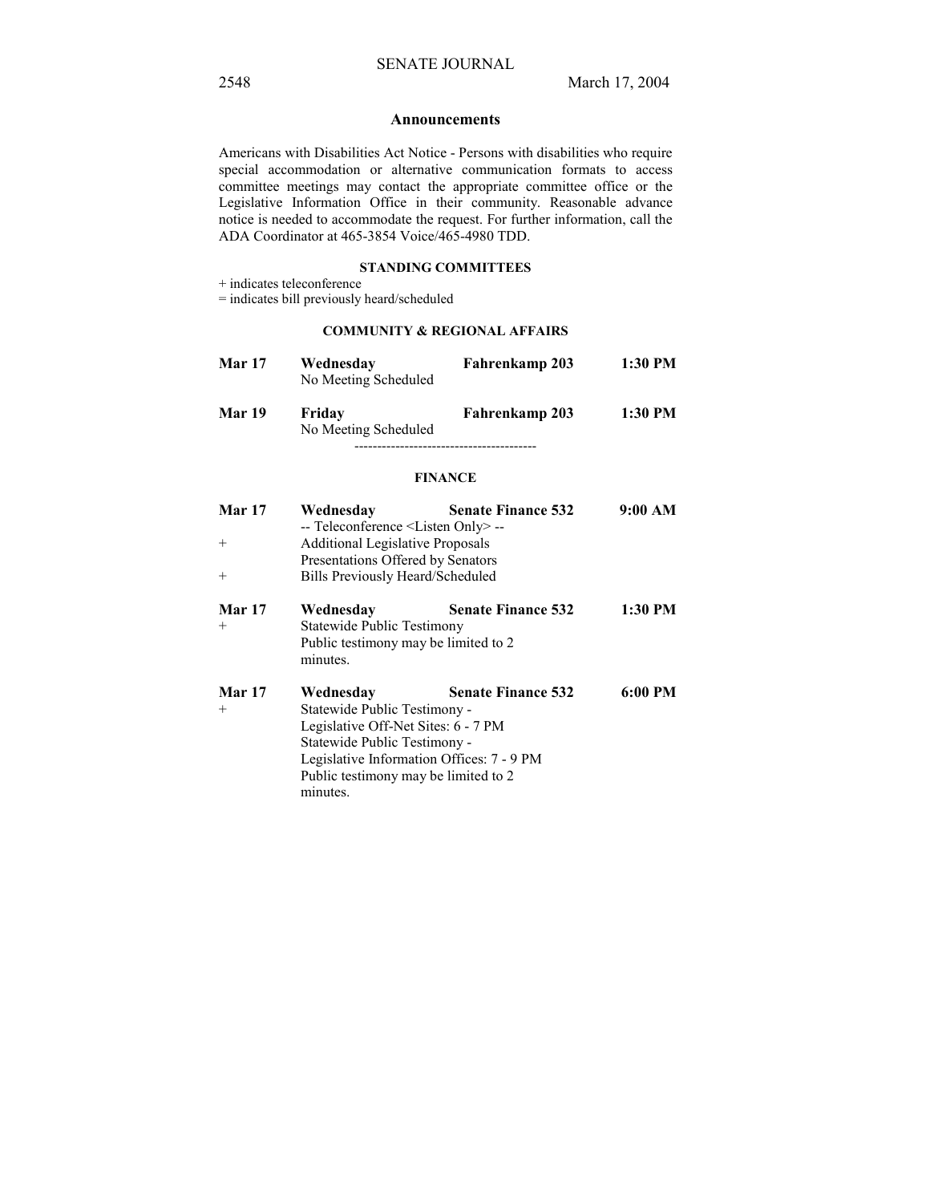## Announcements

Americans with Disabilities Act Notice - Persons with disabilities who require special accommodation or alternative communication formats to access committee meetings may contact the appropriate committee office or the Legislative Information Office in their community. Reasonable advance notice is needed to accommodate the request. For further information, call the ADA Coordinator at 465-3854 Voice/465-4980 TDD.

### STANDING COMMITTEES

+ indicates teleconference
= indicates bill previously heard/scheduled

#### COMMUNITY & REGIONAL AFFAIRS

| | | | |
|---|---|---|---|
| **Mar 17** | **Wednesday** | **Fahrenkamp 203** | **1:30 PM** |
| | No Meeting Scheduled | | |
| **Mar 19** | **Friday** | **Fahrenkamp 203** | **1:30 PM** |
| | No Meeting Scheduled | | |

----------------------------------------

#### FINANCE

| | | | |
|---|---|---|---|
| **Mar 17** | **Wednesday** | **Senate Finance 532** | **9:00 AM** |
| | -- Teleconference <Listen Only> -- | | |
| + | Additional Legislative Proposals | | |
| | Presentations Offered by Senators | | |
| + | Bills Previously Heard/Scheduled | | |
| **Mar 17** | **Wednesday** | **Senate Finance 532** | **1:30 PM** |
| + | Statewide Public Testimony | | |
| | Public testimony may be limited to 2 minutes. | | |
| **Mar 17** | **Wednesday** | **Senate Finance 532** | **6:00 PM** |
| + | Statewide Public Testimony - | | |
| | Legislative Off-Net Sites: 6 - 7 PM | | |
| | Statewide Public Testimony - | | |
| | Legislative Information Offices: 7 - 9 PM | | |
| | Public testimony may be limited to 2 minutes. | | |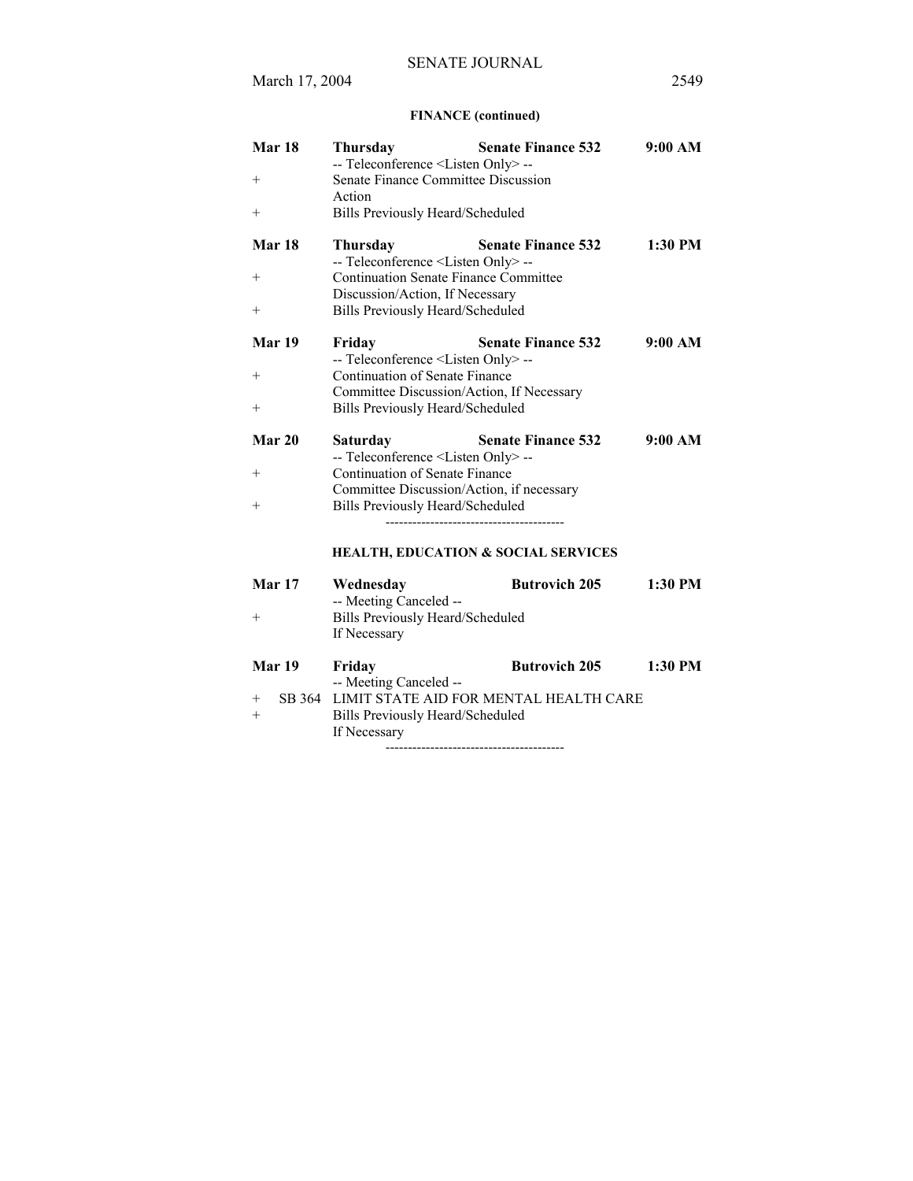**FINANCE (continued)**

**Mar 18** **Thursday** **Senate Finance 532** **9:00 AM**
-- Teleconference <Listen Only> --
+ Senate Finance Committee Discussion Action
+ Bills Previously Heard/Scheduled

**Mar 18** **Thursday** **Senate Finance 532** **1:30 PM**
-- Teleconference <Listen Only> --
+ Continuation Senate Finance Committee Discussion/Action, If Necessary
+ Bills Previously Heard/Scheduled

**Mar 19** **Friday** **Senate Finance 532** **9:00 AM**
-- Teleconference <Listen Only> --
+ Continuation of Senate Finance Committee Discussion/Action, If Necessary
+ Bills Previously Heard/Scheduled

**Mar 20** **Saturday** **Senate Finance 532** **9:00 AM**
-- Teleconference <Listen Only> --
+ Continuation of Senate Finance Committee Discussion/Action, if necessary
+ Bills Previously Heard/Scheduled

----------------------------------------

**HEALTH, EDUCATION & SOCIAL SERVICES**

**Mar 17** **Wednesday** **Butrovich 205** **1:30 PM**
-- Meeting Canceled --
+ Bills Previously Heard/Scheduled If Necessary

**Mar 19** **Friday** **Butrovich 205** **1:30 PM**
-- Meeting Canceled --
+ SB 364 LIMIT STATE AID FOR MENTAL HEALTH CARE
+ Bills Previously Heard/Scheduled If Necessary

----------------------------------------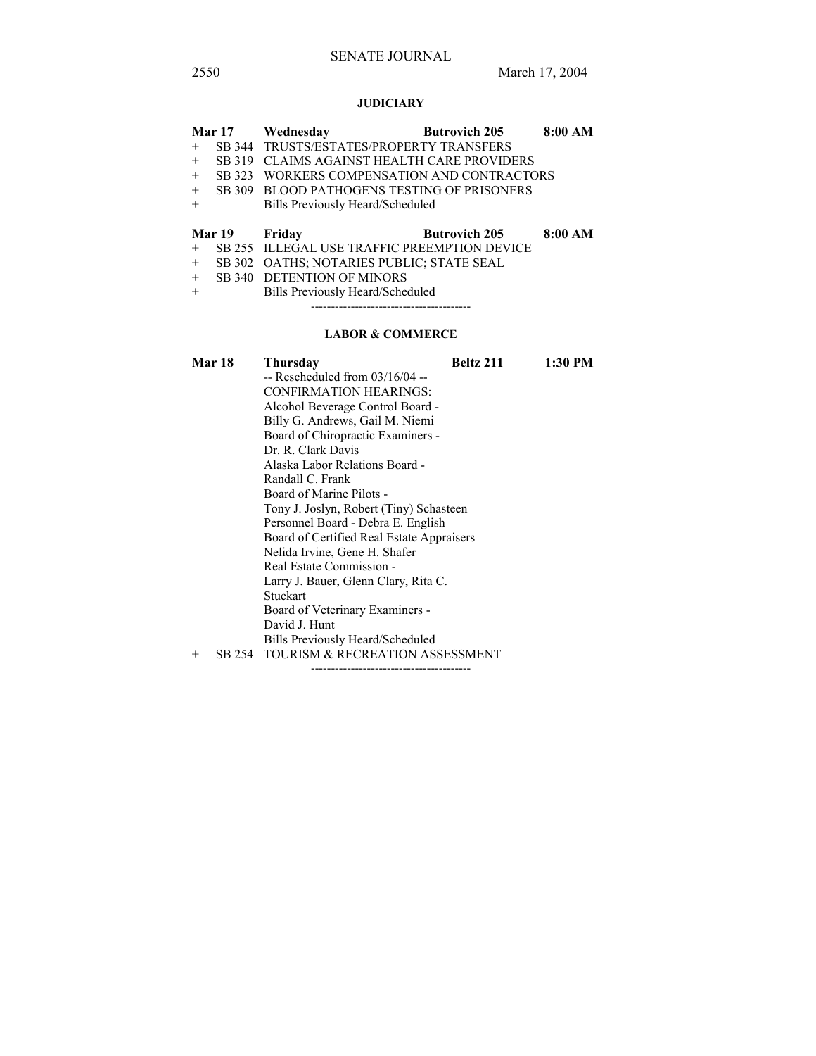### JUDICIARY

**Mar 17** **Wednesday** **Butrovich 205** **8:00 AM**

+ SB 344 TRUSTS/ESTATES/PROPERTY TRANSFERS
+ SB 319 CLAIMS AGAINST HEALTH CARE PROVIDERS
+ SB 323 WORKERS COMPENSATION AND CONTRACTORS
+ SB 309 BLOOD PATHOGENS TESTING OF PRISONERS
+ Bills Previously Heard/Scheduled

**Mar 19** **Friday** **Butrovich 205** **8:00 AM**

+ SB 255 ILLEGAL USE TRAFFIC PREEMPTION DEVICE
+ SB 302 OATHS; NOTARIES PUBLIC; STATE SEAL
+ SB 340 DETENTION OF MINORS
+ Bills Previously Heard/Scheduled

----------------------------------------

### LABOR & COMMERCE

**Mar 18** **Thursday** **Beltz 211** **1:30 PM**

-- Rescheduled from 03/16/04 --
CONFIRMATION HEARINGS:
Alcohol Beverage Control Board -
Billy G. Andrews, Gail M. Niemi
Board of Chiropractic Examiners -
Dr. R. Clark Davis
Alaska Labor Relations Board -
Randall C. Frank
Board of Marine Pilots -
Tony J. Joslyn, Robert (Tiny) Schasteen
Personnel Board - Debra E. English
Board of Certified Real Estate Appraisers
Nelida Irvine, Gene H. Shafer
Real Estate Commission -
Larry J. Bauer, Glenn Clary, Rita C. Stuckart
Board of Veterinary Examiners -
David J. Hunt
Bills Previously Heard/Scheduled

+= SB 254 TOURISM & RECREATION ASSESSMENT

----------------------------------------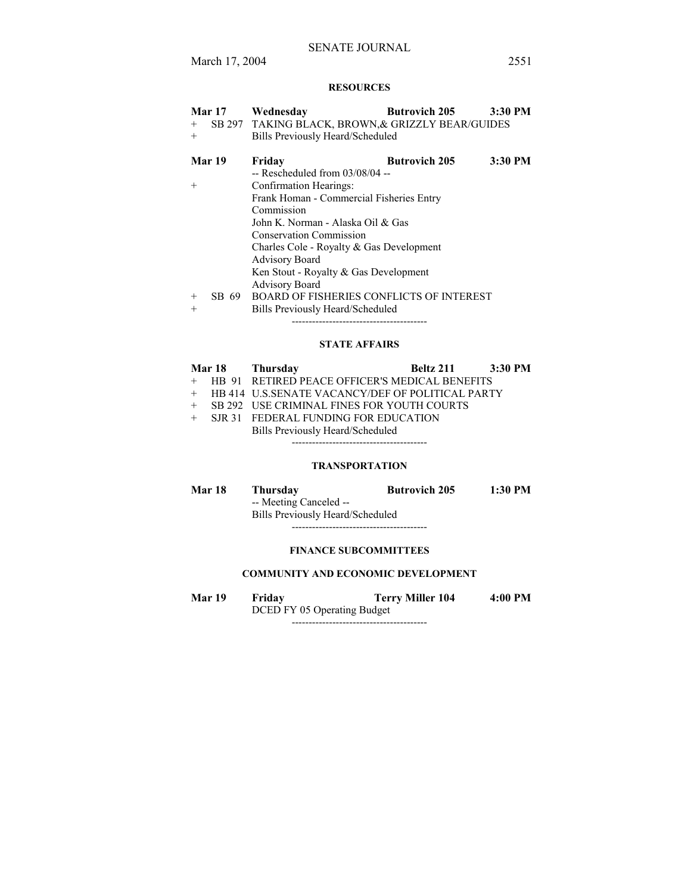**RESOURCES**

**Mar 17** **Wednesday** **Butrovich 205** **3:30 PM**

\+ SB 297 TAKING BLACK, BROWN,& GRIZZLY BEAR/GUIDES

\+ Bills Previously Heard/Scheduled

**Mar 19** **Friday** **Butrovich 205** **3:30 PM**

-- Rescheduled from 03/08/04 --

\+ Confirmation Hearings:

Frank Homan - Commercial Fisheries Entry Commission

John K. Norman - Alaska Oil & Gas Conservation Commission

Charles Cole - Royalty & Gas Development Advisory Board

Ken Stout - Royalty & Gas Development Advisory Board

\+ SB 69 BOARD OF FISHERIES CONFLICTS OF INTEREST

\+ Bills Previously Heard/Scheduled

----------------------------------------

**STATE AFFAIRS**

**Mar 18** **Thursday** **Beltz 211** **3:30 PM**

\+ HB 91 RETIRED PEACE OFFICER'S MEDICAL BENEFITS

\+ HB 414 U.S.SENATE VACANCY/DEF OF POLITICAL PARTY

\+ SB 292 USE CRIMINAL FINES FOR YOUTH COURTS

\+ SJR 31 FEDERAL FUNDING FOR EDUCATION

Bills Previously Heard/Scheduled

----------------------------------------

**TRANSPORTATION**

**Mar 18** **Thursday** **Butrovich 205** **1:30 PM**

-- Meeting Canceled --

Bills Previously Heard/Scheduled

----------------------------------------

**FINANCE SUBCOMMITTEES**

**COMMUNITY AND ECONOMIC DEVELOPMENT**

**Mar 19** **Friday** **Terry Miller 104** **4:00 PM**

DCED FY 05 Operating Budget

----------------------------------------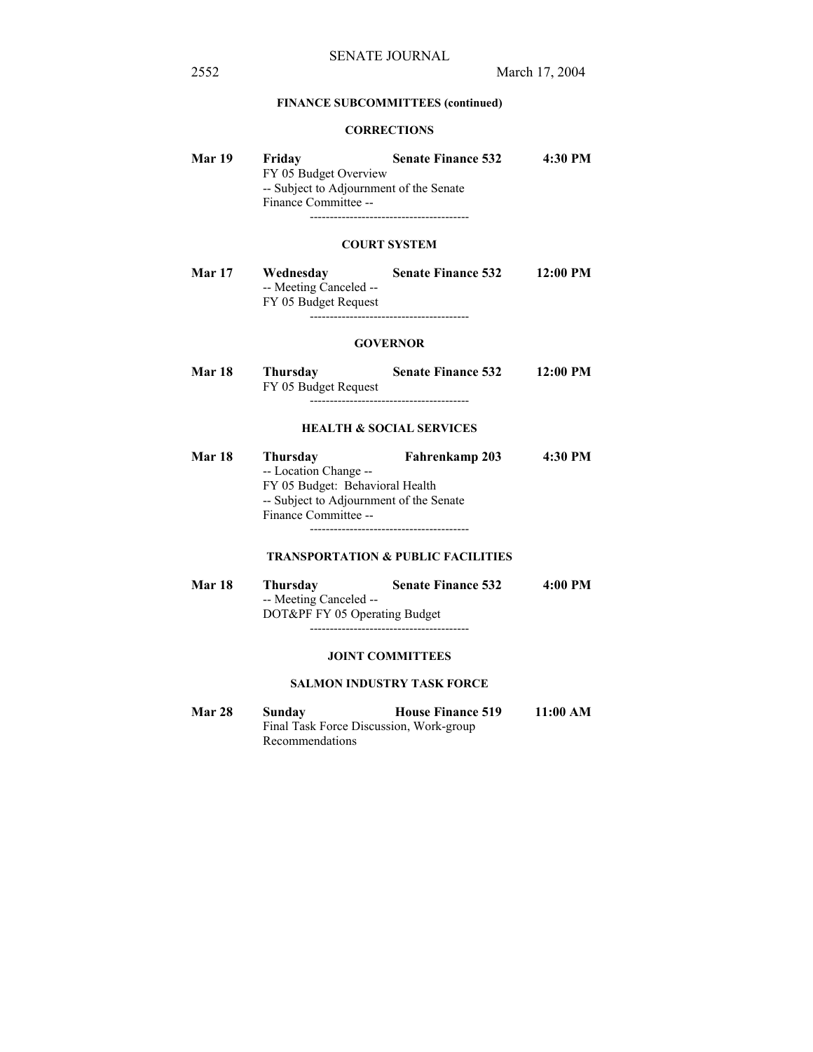**FINANCE SUBCOMMITTEES (continued)**

**CORRECTIONS**

| | | | |
|---|---|---|---|
| **Mar 19** | **Friday** | **Senate Finance 532** | **4:30 PM** |

FY 05 Budget Overview
-- Subject to Adjournment of the Senate Finance Committee --

----------------------------------------

**COURT SYSTEM**

| | | | |
|---|---|---|---|
| **Mar 17** | **Wednesday** | **Senate Finance 532** | **12:00 PM** |

-- Meeting Canceled --
FY 05 Budget Request

----------------------------------------

**GOVERNOR**

| | | | |
|---|---|---|---|
| **Mar 18** | **Thursday** | **Senate Finance 532** | **12:00 PM** |

FY 05 Budget Request

----------------------------------------

**HEALTH & SOCIAL SERVICES**

| | | | |
|---|---|---|---|
| **Mar 18** | **Thursday** | **Fahrenkamp 203** | **4:30 PM** |

-- Location Change --
FY 05 Budget: Behavioral Health
-- Subject to Adjournment of the Senate Finance Committee --

----------------------------------------

**TRANSPORTATION & PUBLIC FACILITIES**

| | | | |
|---|---|---|---|
| **Mar 18** | **Thursday** | **Senate Finance 532** | **4:00 PM** |

-- Meeting Canceled --
DOT&PF FY 05 Operating Budget

----------------------------------------

**JOINT COMMITTEES**

**SALMON INDUSTRY TASK FORCE**

| | | | |
|---|---|---|---|
| **Mar 28** | **Sunday** | **House Finance 519** | **11:00 AM** |

Final Task Force Discussion, Work-group Recommendations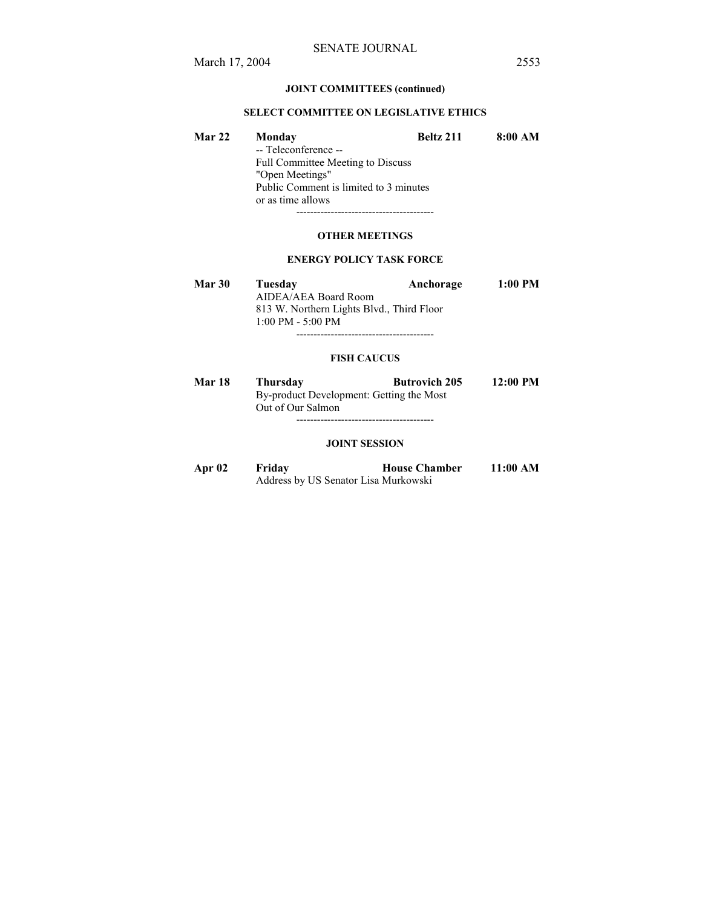**JOINT COMMITTEES (continued)**

**SELECT COMMITTEE ON LEGISLATIVE ETHICS**

| | | | |
|---|---|---|---|
| **Mar 22** | **Monday** | **Beltz 211** | **8:00 AM** |
| | -- Teleconference -- | | |
| | Full Committee Meeting to Discuss "Open Meetings" | | |
| | Public Comment is limited to 3 minutes or as time allows | | |

----------------------------------------

**OTHER MEETINGS**

**ENERGY POLICY TASK FORCE**

| | | | |
|---|---|---|---|
| **Mar 30** | **Tuesday** | **Anchorage** | **1:00 PM** |
| | AIDEA/AEA Board Room | | |
| | 813 W. Northern Lights Blvd., Third Floor | | |
| | 1:00 PM - 5:00 PM | | |

----------------------------------------

**FISH CAUCUS**

| | | | |
|---|---|---|---|
| **Mar 18** | **Thursday** | **Butrovich 205** | **12:00 PM** |
| | By-product Development: Getting the Most Out of Our Salmon | | |

----------------------------------------

**JOINT SESSION**

| | | | |
|---|---|---|---|
| **Apr 02** | **Friday** | **House Chamber** | **11:00 AM** |
| | Address by US Senator Lisa Murkowski | | |